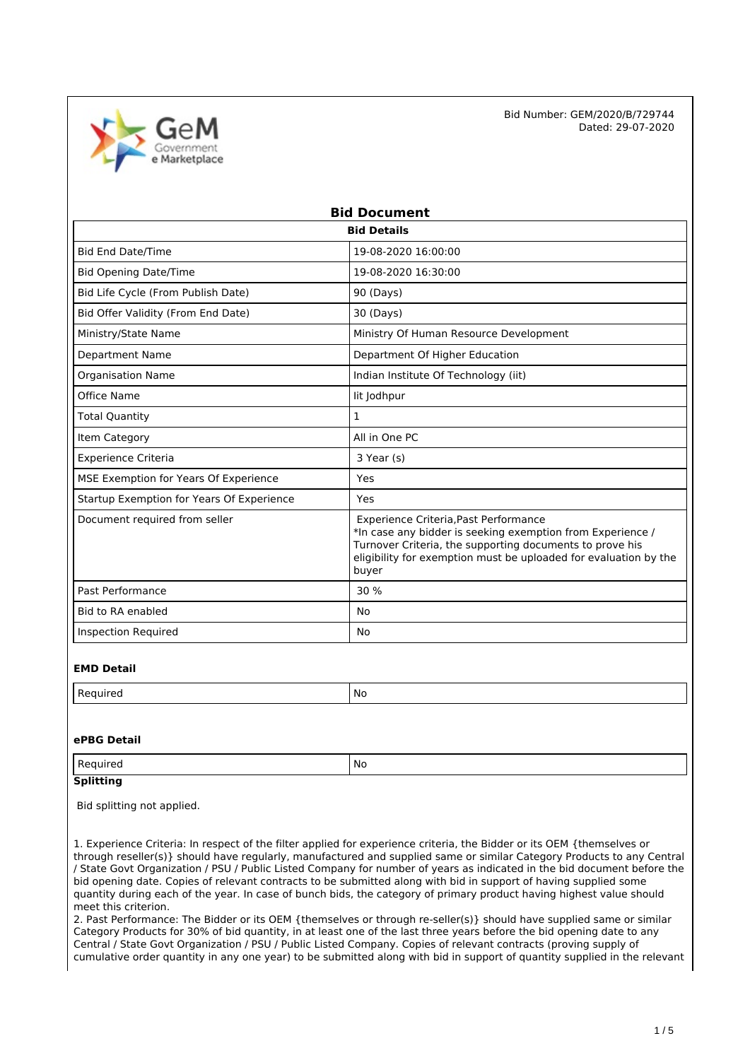Bid Number: GEM/2020/B/729744
Dated: 29-07-2020

# Bid Document

| Bid Details | |
|---|---|
| Bid End Date/Time | 19-08-2020 16:00:00 |
| Bid Opening Date/Time | 19-08-2020 16:30:00 |
| Bid Life Cycle (From Publish Date) | 90 (Days) |
| Bid Offer Validity (From End Date) | 30 (Days) |
| Ministry/State Name | Ministry Of Human Resource Development |
| Department Name | Department Of Higher Education |
| Organisation Name | Indian Institute Of Technology (iit) |
| Office Name | Iit Jodhpur |
| Total Quantity | 1 |
| Item Category | All in One PC |
| Experience Criteria | 3 Year (s) |
| MSE Exemption for Years Of Experience | Yes |
| Startup Exemption for Years Of Experience | Yes |
| Document required from seller | Experience Criteria,Past Performance<br>*In case any bidder is seeking exemption from Experience / Turnover Criteria, the supporting documents to prove his eligibility for exemption must be uploaded for evaluation by the buyer |
| Past Performance | 30 % |
| Bid to RA enabled | No |
| Inspection Required | No |

### EMD Detail

| Required | No |
|---|---|

### ePBG Detail

| Required | No |
|---|---|

### Splitting

Bid splitting not applied.

1. Experience Criteria: In respect of the filter applied for experience criteria, the Bidder or its OEM {themselves or through reseller(s)} should have regularly, manufactured and supplied same or similar Category Products to any Central / State Govt Organization / PSU / Public Listed Company for number of years as indicated in the bid document before the bid opening date. Copies of relevant contracts to be submitted along with bid in support of having supplied some quantity during each of the year. In case of bunch bids, the category of primary product having highest value should meet this criterion.
2. Past Performance: The Bidder or its OEM {themselves or through re-seller(s)} should have supplied same or similar Category Products for 30% of bid quantity, in at least one of the last three years before the bid opening date to any Central / State Govt Organization / PSU / Public Listed Company. Copies of relevant contracts (proving supply of cumulative order quantity in any one year) to be submitted along with bid in support of quantity supplied in the relevant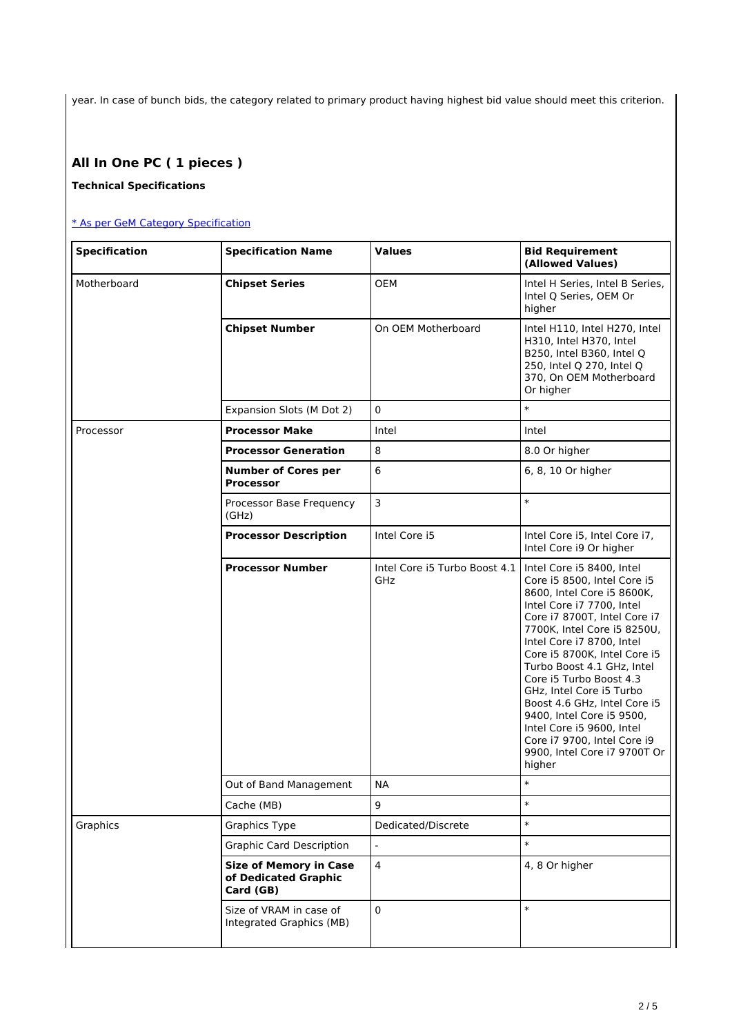year. In case of bunch bids, the category related to primary product having highest bid value should meet this criterion.

## All In One PC ( 1 pieces )

**Technical Specifications**

[* As per GeM Category Specification]

| Specification | Specification Name | Values | Bid Requirement (Allowed Values) |
|---|---|---|---|
| Motherboard | **Chipset Series** | OEM | Intel H Series, Intel B Series, Intel Q Series, OEM Or higher |
| | **Chipset Number** | On OEM Motherboard | Intel H110, Intel H270, Intel H310, Intel H370, Intel B250, Intel B360, Intel Q 250, Intel Q 270, Intel Q 370, On OEM Motherboard Or higher |
| | Expansion Slots (M Dot 2) | 0 | * |
| Processor | **Processor Make** | Intel | Intel |
| | **Processor Generation** | 8 | 8.0 Or higher |
| | **Number of Cores per Processor** | 6 | 6, 8, 10 Or higher |
| | Processor Base Frequency (GHz) | 3 | * |
| | **Processor Description** | Intel Core i5 | Intel Core i5, Intel Core i7, Intel Core i9 Or higher |
| | **Processor Number** | Intel Core i5 Turbo Boost 4.1 GHz | Intel Core i5 8400, Intel Core i5 8500, Intel Core i5 8600, Intel Core i5 8600K, Intel Core i7 7700, Intel Core i7 8700T, Intel Core i7 7700K, Intel Core i5 8250U, Intel Core i7 8700, Intel Core i5 8700K, Intel Core i5 Turbo Boost 4.1 GHz, Intel Core i5 Turbo Boost 4.3 GHz, Intel Core i5 Turbo Boost 4.6 GHz, Intel Core i5 9400, Intel Core i5 9500, Intel Core i5 9600, Intel Core i7 9700, Intel Core i9 9900, Intel Core i7 9700T Or higher |
| | Out of Band Management | NA | * |
| | Cache (MB) | 9 | * |
| Graphics | Graphics Type | Dedicated/Discrete | * |
| | Graphic Card Description | - | * |
| | **Size of Memory in Case of Dedicated Graphic Card (GB)** | 4 | 4, 8 Or higher |
| | Size of VRAM in case of Integrated Graphics (MB) | 0 | * |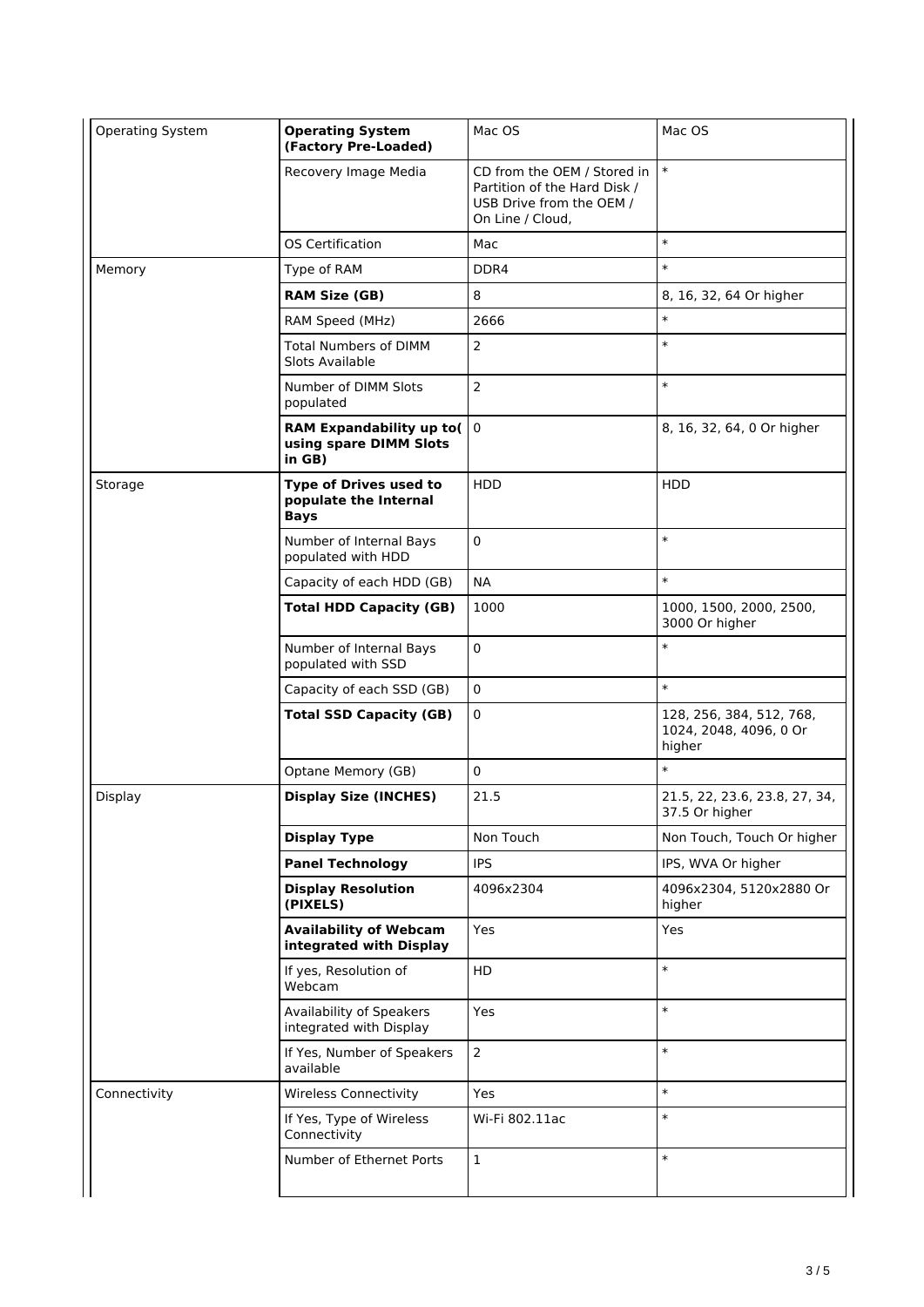| Operating System | **Operating System (Factory Pre-Loaded)** | Mac OS | Mac OS |
|---|---|---|---|
| | Recovery Image Media | CD from the OEM / Stored in Partition of the Hard Disk / USB Drive from the OEM / On Line / Cloud, | * |
| | OS Certification | Mac | * |
| Memory | Type of RAM | DDR4 | * |
| | **RAM Size (GB)** | 8 | 8, 16, 32, 64 Or higher |
| | RAM Speed (MHz) | 2666 | * |
| | Total Numbers of DIMM Slots Available | 2 | * |
| | Number of DIMM Slots populated | 2 | * |
| | **RAM Expandability up to( using spare DIMM Slots in GB)** | 0 | 8, 16, 32, 64, 0 Or higher |
| Storage | **Type of Drives used to populate the Internal Bays** | HDD | HDD |
| | Number of Internal Bays populated with HDD | 0 | * |
| | Capacity of each HDD (GB) | NA | * |
| | **Total HDD Capacity (GB)** | 1000 | 1000, 1500, 2000, 2500, 3000 Or higher |
| | Number of Internal Bays populated with SSD | 0 | * |
| | Capacity of each SSD (GB) | 0 | * |
| | **Total SSD Capacity (GB)** | 0 | 128, 256, 384, 512, 768, 1024, 2048, 4096, 0 Or higher |
| | Optane Memory (GB) | 0 | * |
| Display | **Display Size (INCHES)** | 21.5 | 21.5, 22, 23.6, 23.8, 27, 34, 37.5 Or higher |
| | **Display Type** | Non Touch | Non Touch, Touch Or higher |
| | **Panel Technology** | IPS | IPS, WVA Or higher |
| | **Display Resolution (PIXELS)** | 4096x2304 | 4096x2304, 5120x2880 Or higher |
| | **Availability of Webcam integrated with Display** | Yes | Yes |
| | If yes, Resolution of Webcam | HD | * |
| | Availability of Speakers integrated with Display | Yes | * |
| | If Yes, Number of Speakers available | 2 | * |
| Connectivity | Wireless Connectivity | Yes | * |
| | If Yes, Type of Wireless Connectivity | Wi-Fi 802.11ac | * |
| | Number of Ethernet Ports | 1 | * |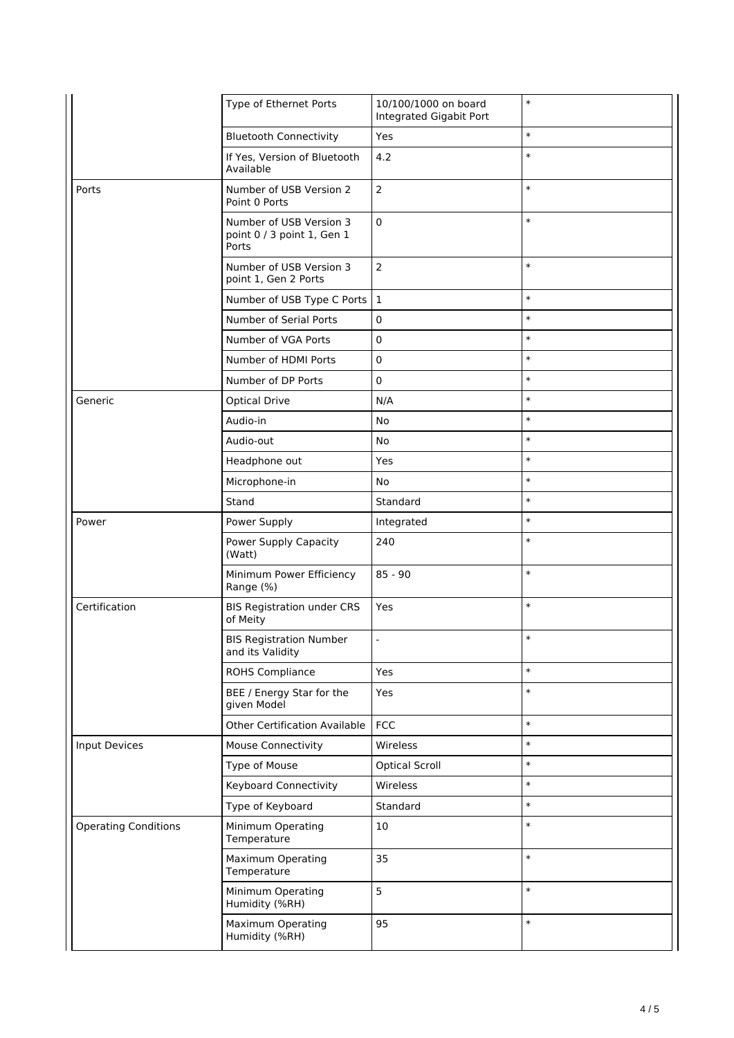| | | | |
|---|---|---|---|
| | Type of Ethernet Ports | 10/100/1000 on board Integrated Gigabit Port | * |
| | Bluetooth Connectivity | Yes | * |
| | If Yes, Version of Bluetooth Available | 4.2 | * |
| Ports | Number of USB Version 2 Point 0 Ports | 2 | * |
| | Number of USB Version 3 point 0 / 3 point 1, Gen 1 Ports | 0 | * |
| | Number of USB Version 3 point 1, Gen 2 Ports | 2 | * |
| | Number of USB Type C Ports | 1 | * |
| | Number of Serial Ports | 0 | * |
| | Number of VGA Ports | 0 | * |
| | Number of HDMI Ports | 0 | * |
| | Number of DP Ports | 0 | * |
| Generic | Optical Drive | N/A | * |
| | Audio-in | No | * |
| | Audio-out | No | * |
| | Headphone out | Yes | * |
| | Microphone-in | No | * |
| | Stand | Standard | * |
| Power | Power Supply | Integrated | * |
| | Power Supply Capacity (Watt) | 240 | * |
| | Minimum Power Efficiency Range (%) | 85 - 90 | * |
| Certification | BIS Registration under CRS of Meity | Yes | * |
| | BIS Registration Number and its Validity | - | * |
| | ROHS Compliance | Yes | * |
| | BEE / Energy Star for the given Model | Yes | * |
| | Other Certification Available | FCC | * |
| Input Devices | Mouse Connectivity | Wireless | * |
| | Type of Mouse | Optical Scroll | * |
| | Keyboard Connectivity | Wireless | * |
| | Type of Keyboard | Standard | * |
| Operating Conditions | Minimum Operating Temperature | 10 | * |
| | Maximum Operating Temperature | 35 | * |
| | Minimum Operating Humidity (%RH) | 5 | * |
| | Maximum Operating Humidity (%RH) | 95 | * |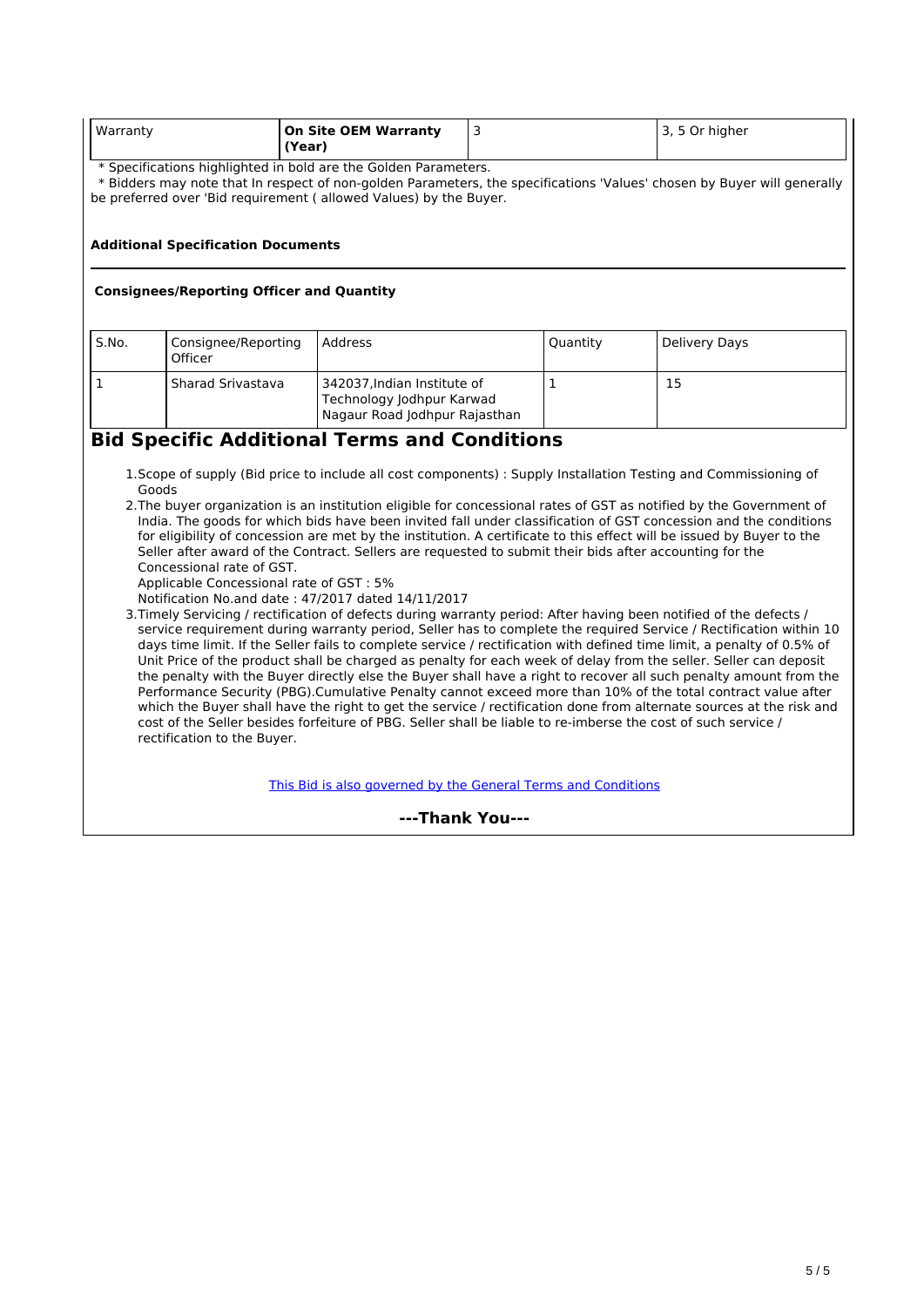| | | | |
|---|---|---|---|
| Warranty | **On Site OEM Warranty (Year)** | 3 | 3, 5 Or higher |

* Specifications highlighted in bold are the Golden Parameters.
* Bidders may note that In respect of non-golden Parameters, the specifications 'Values' chosen by Buyer will generally be preferred over 'Bid requirement ( allowed Values) by the Buyer.

**Additional Specification Documents**

**Consignees/Reporting Officer and Quantity**

| S.No. | Consignee/Reporting Officer | Address | Quantity | Delivery Days |
|---|---|---|---|---|
| 1 | Sharad Srivastava | 342037,Indian Institute of Technology Jodhpur Karwad Nagaur Road Jodhpur Rajasthan | 1 | 15 |

## Bid Specific Additional Terms and Conditions

1. Scope of supply (Bid price to include all cost components) : Supply Installation Testing and Commissioning of Goods
2. The buyer organization is an institution eligible for concessional rates of GST as notified by the Government of India. The goods for which bids have been invited fall under classification of GST concession and the conditions for eligibility of concession are met by the institution. A certificate to this effect will be issued by Buyer to the Seller after award of the Contract. Sellers are requested to submit their bids after accounting for the Concessional rate of GST.
   Applicable Concessional rate of GST : 5%
   Notification No.and date : 47/2017 dated 14/11/2017
3. Timely Servicing / rectification of defects during warranty period: After having been notified of the defects / service requirement during warranty period, Seller has to complete the required Service / Rectification within 10 days time limit. If the Seller fails to complete service / rectification with defined time limit, a penalty of 0.5% of Unit Price of the product shall be charged as penalty for each week of delay from the seller. Seller can deposit the penalty with the Buyer directly else the Buyer shall have a right to recover all such penalty amount from the Performance Security (PBG).Cumulative Penalty cannot exceed more than 10% of the total contract value after which the Buyer shall have the right to get the service / rectification done from alternate sources at the risk and cost of the Seller besides forfeiture of PBG. Seller shall be liable to re-imberse the cost of such service / rectification to the Buyer.

This Bid is also governed by the General Terms and Conditions

**---Thank You---**